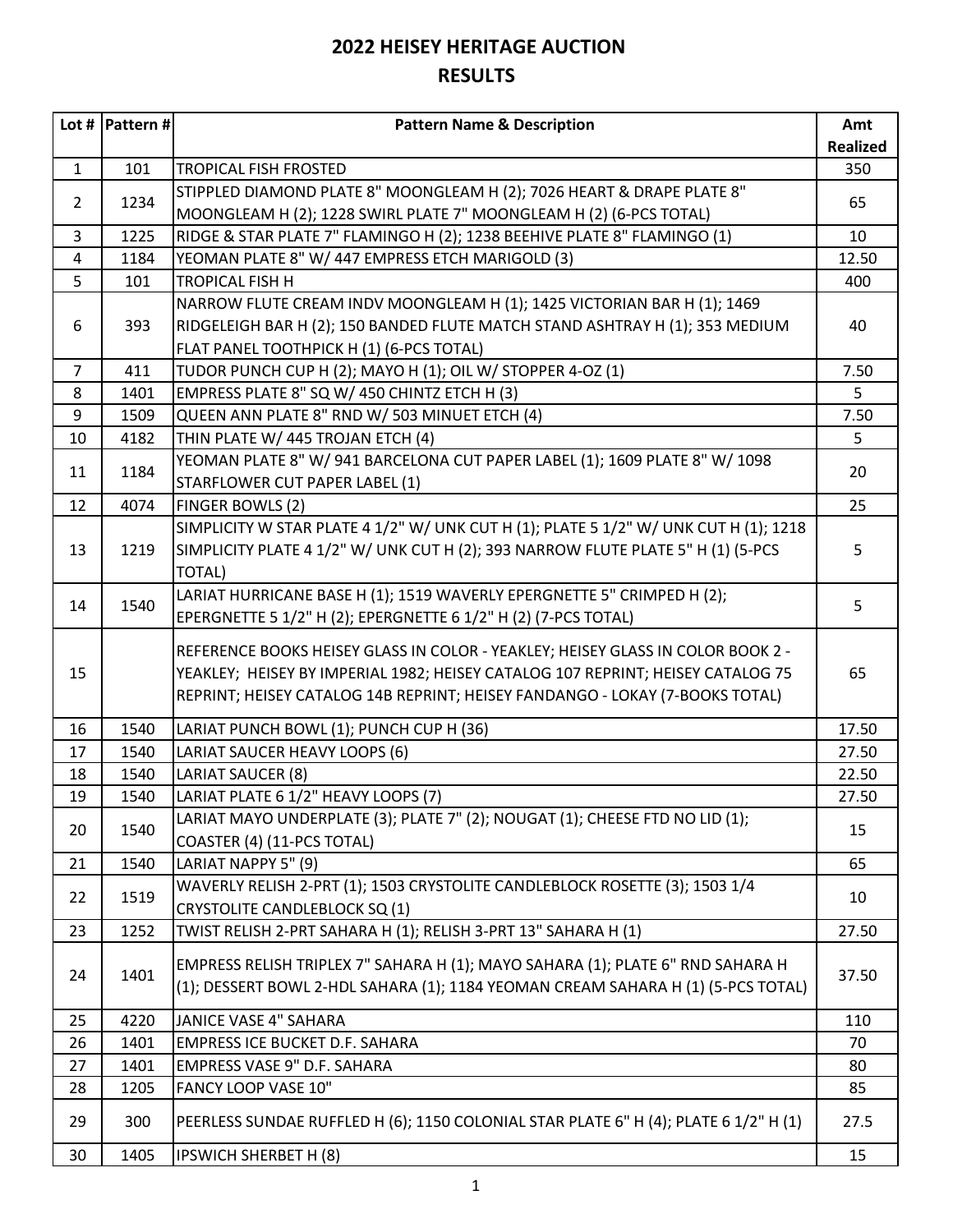# 2022 HEISEY HERITAGE AUCTION
## RESULTS

| Lot # | Pattern # | Pattern Name & Description | Amt Realized |
|---|---|---|---|
| 1 | 101 | TROPICAL FISH FROSTED | 350 |
| 2 | 1234 | STIPPLED DIAMOND PLATE 8" MOONGLEAM H (2); 7026 HEART & DRAPE PLATE 8" MOONGLEAM H (2); 1228 SWIRL PLATE 7" MOONGLEAM H (2) (6-PCS TOTAL) | 65 |
| 3 | 1225 | RIDGE & STAR PLATE 7" FLAMINGO H (2); 1238 BEEHIVE PLATE 8" FLAMINGO (1) | 10 |
| 4 | 1184 | YEOMAN PLATE 8" W/ 447 EMPRESS ETCH MARIGOLD (3) | 12.50 |
| 5 | 101 | TROPICAL FISH H | 400 |
| 6 | 393 | NARROW FLUTE CREAM INDV MOONGLEAM H (1); 1425 VICTORIAN BAR H (1); 1469 RIDGELEIGH BAR H (2); 150 BANDED FLUTE MATCH STAND ASHTRAY H (1); 353 MEDIUM FLAT PANEL TOOTHPICK H (1) (6-PCS TOTAL) | 40 |
| 7 | 411 | TUDOR PUNCH CUP H (2); MAYO H (1); OIL W/ STOPPER 4-OZ (1) | 7.50 |
| 8 | 1401 | EMPRESS PLATE 8" SQ W/ 450 CHINTZ ETCH H (3) | 5 |
| 9 | 1509 | QUEEN ANN PLATE 8" RND W/ 503 MINUET ETCH (4) | 7.50 |
| 10 | 4182 | THIN PLATE W/ 445 TROJAN ETCH (4) | 5 |
| 11 | 1184 | YEOMAN PLATE 8" W/ 941 BARCELONA CUT PAPER LABEL (1); 1609 PLATE 8" W/ 1098 STARFLOWER CUT PAPER LABEL (1) | 20 |
| 12 | 4074 | FINGER BOWLS (2) | 25 |
| 13 | 1219 | SIMPLICITY W STAR PLATE 4 1/2" W/ UNK CUT H (1); PLATE 5 1/2" W/ UNK CUT H (1); 1218 SIMPLICITY PLATE 4 1/2" W/ UNK CUT H (2); 393 NARROW FLUTE PLATE 5" H (1) (5-PCS TOTAL) | 5 |
| 14 | 1540 | LARIAT HURRICANE BASE H (1); 1519 WAVERLY EPERGNETTE 5" CRIMPED H (2); EPERGNETTE 5 1/2" H (2); EPERGNETTE 6 1/2" H (2) (7-PCS TOTAL) | 5 |
| 15 | | REFERENCE BOOKS HEISEY GLASS IN COLOR - YEAKLEY; HEISEY GLASS IN COLOR BOOK 2 - YEAKLEY; HEISEY BY IMPERIAL 1982; HEISEY CATALOG 107 REPRINT; HEISEY CATALOG 75 REPRINT; HEISEY CATALOG 14B REPRINT; HEISEY FANDANGO - LOKAY (7-BOOKS TOTAL) | 65 |
| 16 | 1540 | LARIAT PUNCH BOWL (1); PUNCH CUP H (36) | 17.50 |
| 17 | 1540 | LARIAT SAUCER HEAVY LOOPS (6) | 27.50 |
| 18 | 1540 | LARIAT SAUCER (8) | 22.50 |
| 19 | 1540 | LARIAT PLATE 6 1/2" HEAVY LOOPS (7) | 27.50 |
| 20 | 1540 | LARIAT MAYO UNDERPLATE (3); PLATE 7" (2); NOUGAT (1); CHEESE FTD NO LID (1); COASTER (4) (11-PCS TOTAL) | 15 |
| 21 | 1540 | LARIAT NAPPY 5" (9) | 65 |
| 22 | 1519 | WAVERLY RELISH 2-PRT (1); 1503 CRYSTOLITE CANDLEBLOCK ROSETTE (3); 1503 1/4 CRYSTOLITE CANDLEBLOCK SQ (1) | 10 |
| 23 | 1252 | TWIST RELISH 2-PRT SAHARA H (1); RELISH 3-PRT 13" SAHARA H (1) | 27.50 |
| 24 | 1401 | EMPRESS RELISH TRIPLEX 7" SAHARA H (1); MAYO SAHARA (1); PLATE 6" RND SAHARA H (1); DESSERT BOWL 2-HDL SAHARA (1); 1184 YEOMAN CREAM SAHARA H (1) (5-PCS TOTAL) | 37.50 |
| 25 | 4220 | JANICE VASE 4" SAHARA | 110 |
| 26 | 1401 | EMPRESS ICE BUCKET D.F. SAHARA | 70 |
| 27 | 1401 | EMPRESS VASE 9" D.F. SAHARA | 80 |
| 28 | 1205 | FANCY LOOP VASE 10" | 85 |
| 29 | 300 | PEERLESS SUNDAE RUFFLED H (6); 1150 COLONIAL STAR PLATE 6" H (4); PLATE 6 1/2" H (1) | 27.5 |
| 30 | 1405 | IPSWICH SHERBET H (8) | 15 |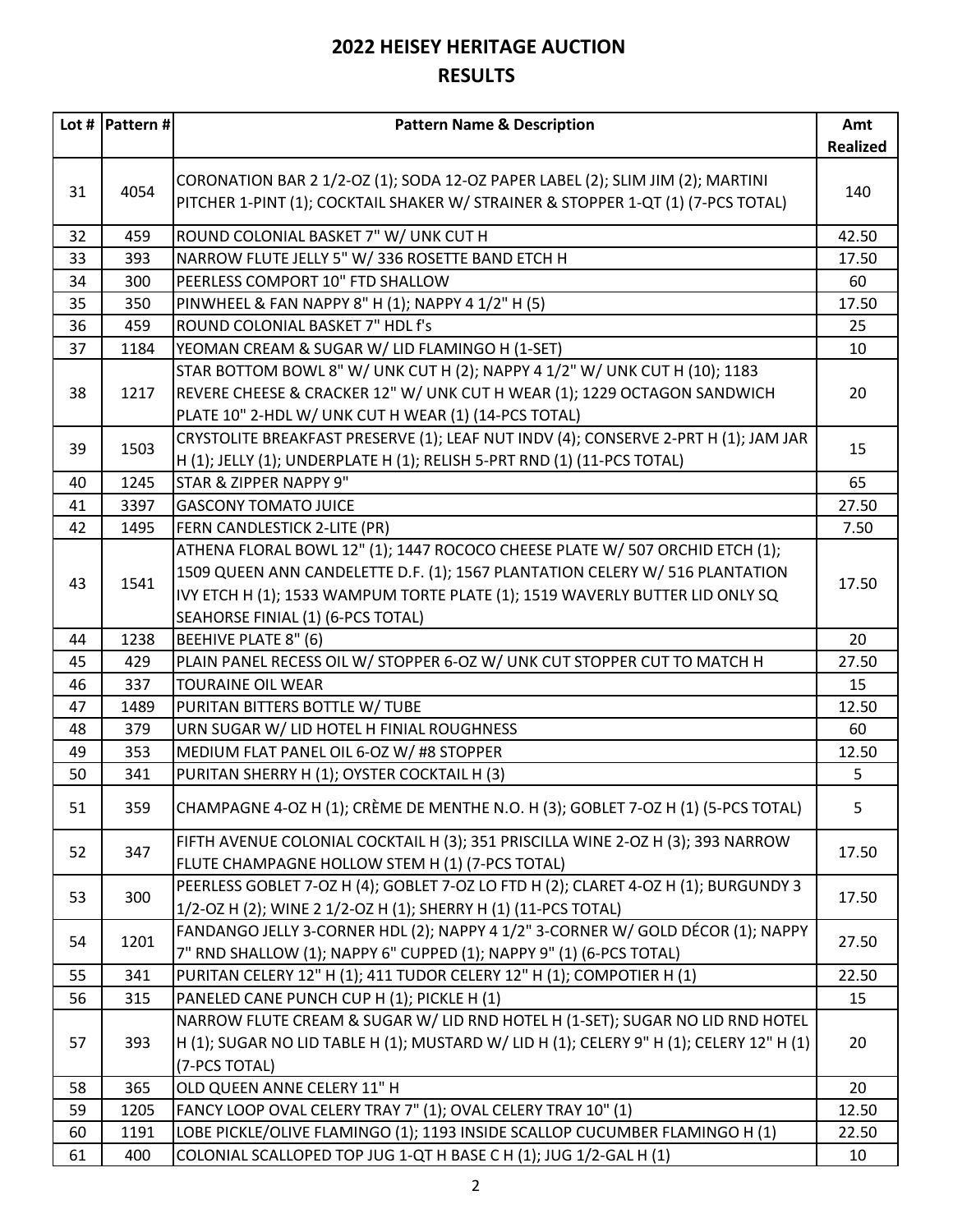# 2022 HEISEY HERITAGE AUCTION

## RESULTS

| Lot # | Pattern # | Pattern Name & Description | Amt Realized |
|---|---|---|---|
| 31 | 4054 | CORONATION BAR 2 1/2-OZ (1); SODA 12-OZ PAPER LABEL (2); SLIM JIM (2); MARTINI PITCHER 1-PINT (1); COCKTAIL SHAKER W/ STRAINER & STOPPER 1-QT (1) (7-PCS TOTAL) | 140 |
| 32 | 459 | ROUND COLONIAL BASKET 7" W/ UNK CUT H | 42.50 |
| 33 | 393 | NARROW FLUTE JELLY 5" W/ 336 ROSETTE BAND ETCH H | 17.50 |
| 34 | 300 | PEERLESS COMPORT 10" FTD SHALLOW | 60 |
| 35 | 350 | PINWHEEL & FAN NAPPY 8" H (1); NAPPY 4 1/2" H (5) | 17.50 |
| 36 | 459 | ROUND COLONIAL BASKET 7" HDL f's | 25 |
| 37 | 1184 | YEOMAN CREAM & SUGAR W/ LID FLAMINGO H (1-SET) | 10 |
| 38 | 1217 | STAR BOTTOM BOWL 8" W/ UNK CUT H (2); NAPPY 4 1/2" W/ UNK CUT H (10); 1183 REVERE CHEESE & CRACKER 12" W/ UNK CUT H WEAR (1); 1229 OCTAGON SANDWICH PLATE 10" 2-HDL W/ UNK CUT H WEAR (1) (14-PCS TOTAL) | 20 |
| 39 | 1503 | CRYSTOLITE BREAKFAST PRESERVE (1); LEAF NUT INDV (4); CONSERVE 2-PRT H (1); JAM JAR H (1); JELLY (1); UNDERPLATE H (1); RELISH 5-PRT RND (1) (11-PCS TOTAL) | 15 |
| 40 | 1245 | STAR & ZIPPER NAPPY 9" | 65 |
| 41 | 3397 | GASCONY TOMATO JUICE | 27.50 |
| 42 | 1495 | FERN CANDLESTICK 2-LITE (PR) | 7.50 |
| 43 | 1541 | ATHENA FLORAL BOWL 12" (1); 1447 ROCOCO CHEESE PLATE W/ 507 ORCHID ETCH (1); 1509 QUEEN ANN CANDELETTE D.F. (1); 1567 PLANTATION CELERY W/ 516 PLANTATION IVY ETCH H (1); 1533 WAMPUM TORTE PLATE (1); 1519 WAVERLY BUTTER LID ONLY SQ SEAHORSE FINIAL (1) (6-PCS TOTAL) | 17.50 |
| 44 | 1238 | BEEHIVE PLATE 8" (6) | 20 |
| 45 | 429 | PLAIN PANEL RECESS OIL W/ STOPPER 6-OZ W/ UNK CUT STOPPER CUT TO MATCH H | 27.50 |
| 46 | 337 | TOURAINE OIL WEAR | 15 |
| 47 | 1489 | PURITAN BITTERS BOTTLE W/ TUBE | 12.50 |
| 48 | 379 | URN SUGAR W/ LID HOTEL H FINIAL ROUGHNESS | 60 |
| 49 | 353 | MEDIUM FLAT PANEL OIL 6-OZ W/ #8 STOPPER | 12.50 |
| 50 | 341 | PURITAN SHERRY H (1); OYSTER COCKTAIL H (3) | 5 |
| 51 | 359 | CHAMPAGNE 4-OZ H (1); CRÈME DE MENTHE N.O. H (3); GOBLET 7-OZ H (1) (5-PCS TOTAL) | 5 |
| 52 | 347 | FIFTH AVENUE COLONIAL COCKTAIL H (3); 351 PRISCILLA WINE 2-OZ H (3); 393 NARROW FLUTE CHAMPAGNE HOLLOW STEM H (1) (7-PCS TOTAL) | 17.50 |
| 53 | 300 | PEERLESS GOBLET 7-OZ H (4); GOBLET 7-OZ LO FTD H (2); CLARET 4-OZ H (1); BURGUNDY 3 1/2-OZ H (2); WINE 2 1/2-OZ H (1); SHERRY H (1) (11-PCS TOTAL) | 17.50 |
| 54 | 1201 | FANDANGO JELLY 3-CORNER HDL (2); NAPPY 4 1/2" 3-CORNER W/ GOLD DÉCOR (1); NAPPY 7" RND SHALLOW (1); NAPPY 6" CUPPED (1); NAPPY 9" (1) (6-PCS TOTAL) | 27.50 |
| 55 | 341 | PURITAN CELERY 12" H (1); 411 TUDOR CELERY 12" H (1); COMPOTIER H (1) | 22.50 |
| 56 | 315 | PANELED CANE PUNCH CUP H (1); PICKLE H (1) | 15 |
| 57 | 393 | NARROW FLUTE CREAM & SUGAR W/ LID RND HOTEL H (1-SET); SUGAR NO LID RND HOTEL H (1); SUGAR NO LID TABLE H (1); MUSTARD W/ LID H (1); CELERY 9" H (1); CELERY 12" H (1) (7-PCS TOTAL) | 20 |
| 58 | 365 | OLD QUEEN ANNE CELERY 11" H | 20 |
| 59 | 1205 | FANCY LOOP OVAL CELERY TRAY 7" (1); OVAL CELERY TRAY 10" (1) | 12.50 |
| 60 | 1191 | LOBE PICKLE/OLIVE FLAMINGO (1); 1193 INSIDE SCALLOP CUCUMBER FLAMINGO H (1) | 22.50 |
| 61 | 400 | COLONIAL SCALLOPED TOP JUG 1-QT H BASE C H (1); JUG 1/2-GAL H (1) | 10 |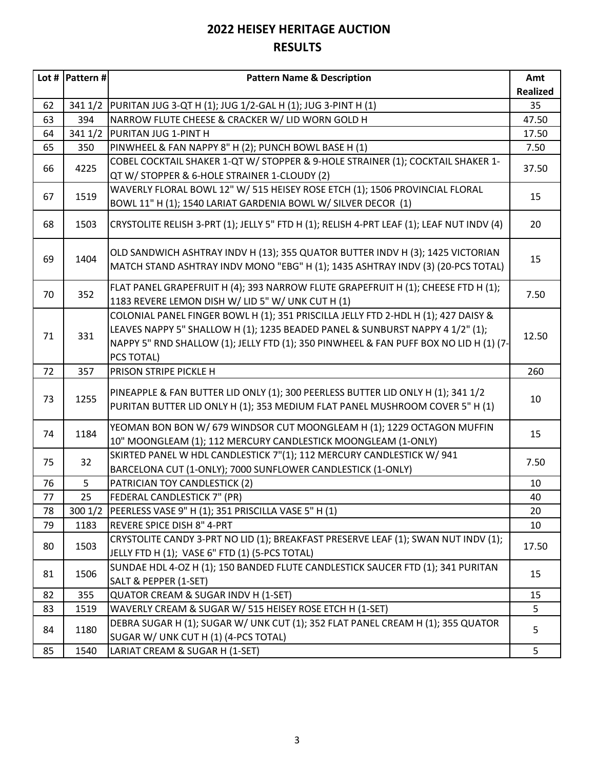## 2022 HEISEY HERITAGE AUCTION
## RESULTS

| Lot # | Pattern # | Pattern Name & Description | Amt Realized |
|---|---|---|---|
| 62 | 341 1/2 | PURITAN JUG 3-QT H (1); JUG 1/2-GAL H (1); JUG 3-PINT H (1) | 35 |
| 63 | 394 | NARROW FLUTE CHEESE & CRACKER W/ LID WORN GOLD H | 47.50 |
| 64 | 341 1/2 | PURITAN JUG 1-PINT H | 17.50 |
| 65 | 350 | PINWHEEL & FAN NAPPY 8" H (2); PUNCH BOWL BASE H (1) | 7.50 |
| 66 | 4225 | COBEL COCKTAIL SHAKER 1-QT W/ STOPPER & 9-HOLE STRAINER (1); COCKTAIL SHAKER 1-QT W/ STOPPER & 6-HOLE STRAINER 1-CLOUDY (2) | 37.50 |
| 67 | 1519 | WAVERLY FLORAL BOWL 12" W/ 515 HEISEY ROSE ETCH (1); 1506 PROVINCIAL FLORAL BOWL 11" H (1); 1540 LARIAT GARDENIA BOWL W/ SILVER DECOR (1) | 15 |
| 68 | 1503 | CRYSTOLITE RELISH 3-PRT (1); JELLY 5" FTD H (1); RELISH 4-PRT LEAF (1); LEAF NUT INDV (4) | 20 |
| 69 | 1404 | OLD SANDWICH ASHTRAY INDV H (13); 355 QUATOR BUTTER INDV H (3); 1425 VICTORIAN MATCH STAND ASHTRAY INDV MONO "EBG" H (1); 1435 ASHTRAY INDV (3) (20-PCS TOTAL) | 15 |
| 70 | 352 | FLAT PANEL GRAPEFRUIT H (4); 393 NARROW FLUTE GRAPEFRUIT H (1); CHEESE FTD H (1); 1183 REVERE LEMON DISH W/ LID 5" W/ UNK CUT H (1) | 7.50 |
| 71 | 331 | COLONIAL PANEL FINGER BOWL H (1); 351 PRISCILLA JELLY FTD 2-HDL H (1); 427 DAISY & LEAVES NAPPY 5" SHALLOW H (1); 1235 BEADED PANEL & SUNBURST NAPPY 4 1/2" (1); NAPPY 5" RND SHALLOW (1); JELLY FTD (1); 350 PINWHEEL & FAN PUFF BOX NO LID H (1) (7-PCS TOTAL) | 12.50 |
| 72 | 357 | PRISON STRIPE PICKLE H | 260 |
| 73 | 1255 | PINEAPPLE & FAN BUTTER LID ONLY (1); 300 PEERLESS BUTTER LID ONLY H (1); 341 1/2 PURITAN BUTTER LID ONLY H (1); 353 MEDIUM FLAT PANEL MUSHROOM COVER 5" H (1) | 10 |
| 74 | 1184 | YEOMAN BON BON W/ 679 WINDSOR CUT MOONGLEAM H (1); 1229 OCTAGON MUFFIN 10" MOONGLEAM (1); 112 MERCURY CANDLESTICK MOONGLEAM (1-ONLY) | 15 |
| 75 | 32 | SKIRTED PANEL W HDL CANDLESTICK 7"(1); 112 MERCURY CANDLESTICK W/ 941 BARCELONA CUT (1-ONLY); 7000 SUNFLOWER CANDLESTICK (1-ONLY) | 7.50 |
| 76 | 5 | PATRICIAN TOY CANDLESTICK (2) | 10 |
| 77 | 25 | FEDERAL CANDLESTICK 7" (PR) | 40 |
| 78 | 300 1/2 | PEERLESS VASE 9" H (1); 351 PRISCILLA VASE 5" H (1) | 20 |
| 79 | 1183 | REVERE SPICE DISH 8" 4-PRT | 10 |
| 80 | 1503 | CRYSTOLITE CANDY 3-PRT NO LID (1); BREAKFAST PRESERVE LEAF (1); SWAN NUT INDV (1); JELLY FTD H (1); VASE 6" FTD (1) (5-PCS TOTAL) | 17.50 |
| 81 | 1506 | SUNDAE HDL 4-OZ H (1); 150 BANDED FLUTE CANDLESTICK SAUCER FTD (1); 341 PURITAN SALT & PEPPER (1-SET) | 15 |
| 82 | 355 | QUATOR CREAM & SUGAR INDV H (1-SET) | 15 |
| 83 | 1519 | WAVERLY CREAM & SUGAR W/ 515 HEISEY ROSE ETCH H (1-SET) | 5 |
| 84 | 1180 | DEBRA SUGAR H (1); SUGAR W/ UNK CUT (1); 352 FLAT PANEL CREAM H (1); 355 QUATOR SUGAR W/ UNK CUT H (1) (4-PCS TOTAL) | 5 |
| 85 | 1540 | LARIAT CREAM & SUGAR H (1-SET) | 5 |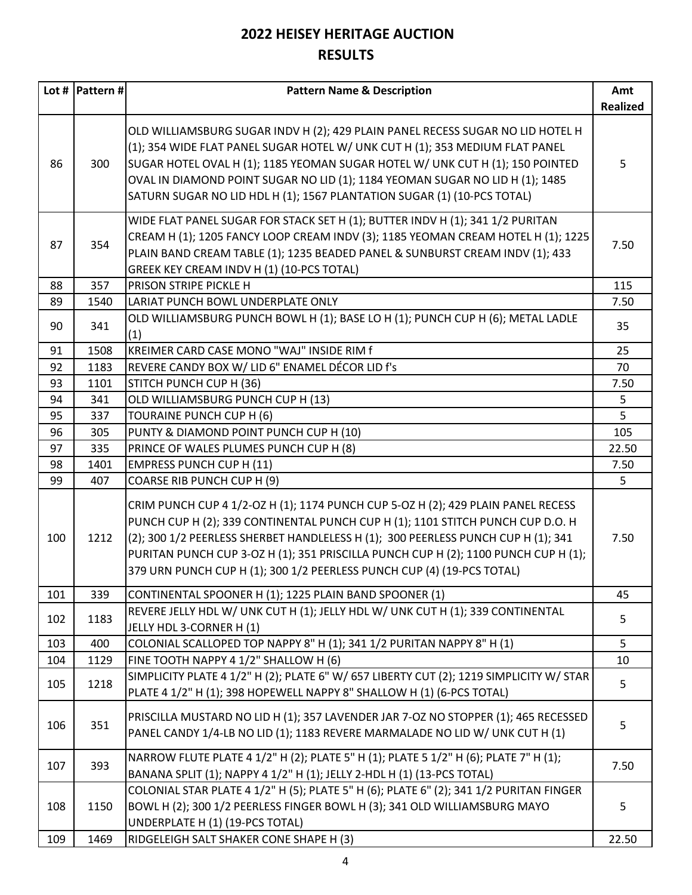# 2022 HEISEY HERITAGE AUCTION

## RESULTS

| Lot # | Pattern # | Pattern Name & Description | Amt Realized |
|---|---|---|---|
| 86 | 300 | OLD WILLIAMSBURG SUGAR INDV H (2); 429 PLAIN PANEL RECESS SUGAR NO LID HOTEL H (1); 354 WIDE FLAT PANEL SUGAR HOTEL W/ UNK CUT H (1); 353 MEDIUM FLAT PANEL SUGAR HOTEL OVAL H (1); 1185 YEOMAN SUGAR HOTEL W/ UNK CUT H (1); 150 POINTED OVAL IN DIAMOND POINT SUGAR NO LID (1); 1184 YEOMAN SUGAR NO LID H (1); 1485 SATURN SUGAR NO LID HDL H (1); 1567 PLANTATION SUGAR (1) (10-PCS TOTAL) | 5 |
| 87 | 354 | WIDE FLAT PANEL SUGAR FOR STACK SET H (1); BUTTER INDV H (1); 341 1/2 PURITAN CREAM H (1); 1205 FANCY LOOP CREAM INDV (3); 1185 YEOMAN CREAM HOTEL H (1); 1225 PLAIN BAND CREAM TABLE (1); 1235 BEADED PANEL & SUNBURST CREAM INDV (1); 433 GREEK KEY CREAM INDV H (1) (10-PCS TOTAL) | 7.50 |
| 88 | 357 | PRISON STRIPE PICKLE H | 115 |
| 89 | 1540 | LARIAT PUNCH BOWL UNDERPLATE ONLY | 7.50 |
| 90 | 341 | OLD WILLIAMSBURG PUNCH BOWL H (1); BASE LO H (1); PUNCH CUP H (6); METAL LADLE (1) | 35 |
| 91 | 1508 | KREIMER CARD CASE MONO "WAJ" INSIDE RIM f | 25 |
| 92 | 1183 | REVERE CANDY BOX W/ LID 6" ENAMEL DÉCOR LID f's | 70 |
| 93 | 1101 | STITCH PUNCH CUP H (36) | 7.50 |
| 94 | 341 | OLD WILLIAMSBURG PUNCH CUP H (13) | 5 |
| 95 | 337 | TOURAINE PUNCH CUP H (6) | 5 |
| 96 | 305 | PUNTY & DIAMOND POINT PUNCH CUP H (10) | 105 |
| 97 | 335 | PRINCE OF WALES PLUMES PUNCH CUP H (8) | 22.50 |
| 98 | 1401 | EMPRESS PUNCH CUP H (11) | 7.50 |
| 99 | 407 | COARSE RIB PUNCH CUP H (9) | 5 |
| 100 | 1212 | CRIM PUNCH CUP 4 1/2-OZ H (1); 1174 PUNCH CUP 5-OZ H (2); 429 PLAIN PANEL RECESS PUNCH CUP H (2); 339 CONTINENTAL PUNCH CUP H (1); 1101 STITCH PUNCH CUP D.O. H (2); 300 1/2 PEERLESS SHERBET HANDLELESS H (1); 300 PEERLESS PUNCH CUP H (1); 341 PURITAN PUNCH CUP 3-OZ H (1); 351 PRISCILLA PUNCH CUP H (2); 1100 PUNCH CUP H (1); 379 URN PUNCH CUP H (1); 300 1/2 PEERLESS PUNCH CUP (4) (19-PCS TOTAL) | 7.50 |
| 101 | 339 | CONTINENTAL SPOONER H (1); 1225 PLAIN BAND SPOONER (1) | 45 |
| 102 | 1183 | REVERE JELLY HDL W/ UNK CUT H (1); JELLY HDL W/ UNK CUT H (1); 339 CONTINENTAL JELLY HDL 3-CORNER H (1) | 5 |
| 103 | 400 | COLONIAL SCALLOPED TOP NAPPY 8" H (1); 341 1/2 PURITAN NAPPY 8" H (1) | 5 |
| 104 | 1129 | FINE TOOTH NAPPY 4 1/2" SHALLOW H (6) | 10 |
| 105 | 1218 | SIMPLICITY PLATE 4 1/2" H (2); PLATE 6" W/ 657 LIBERTY CUT (2); 1219 SIMPLICITY W/ STAR PLATE 4 1/2" H (1); 398 HOPEWELL NAPPY 8" SHALLOW H (1) (6-PCS TOTAL) | 5 |
| 106 | 351 | PRISCILLA MUSTARD NO LID H (1); 357 LAVENDER JAR 7-OZ NO STOPPER (1); 465 RECESSED PANEL CANDY 1/4-LB NO LID (1); 1183 REVERE MARMALADE NO LID W/ UNK CUT H (1) | 5 |
| 107 | 393 | NARROW FLUTE PLATE 4 1/2" H (2); PLATE 5" H (1); PLATE 5 1/2" H (6); PLATE 7" H (1); BANANA SPLIT (1); NAPPY 4 1/2" H (1); JELLY 2-HDL H (1) (13-PCS TOTAL) | 7.50 |
| 108 | 1150 | COLONIAL STAR PLATE 4 1/2" H (5); PLATE 5" H (6); PLATE 6" (2); 341 1/2 PURITAN FINGER BOWL H (2); 300 1/2 PEERLESS FINGER BOWL H (3); 341 OLD WILLIAMSBURG MAYO UNDERPLATE H (1) (19-PCS TOTAL) | 5 |
| 109 | 1469 | RIDGELEIGH SALT SHAKER CONE SHAPE H (3) | 22.50 |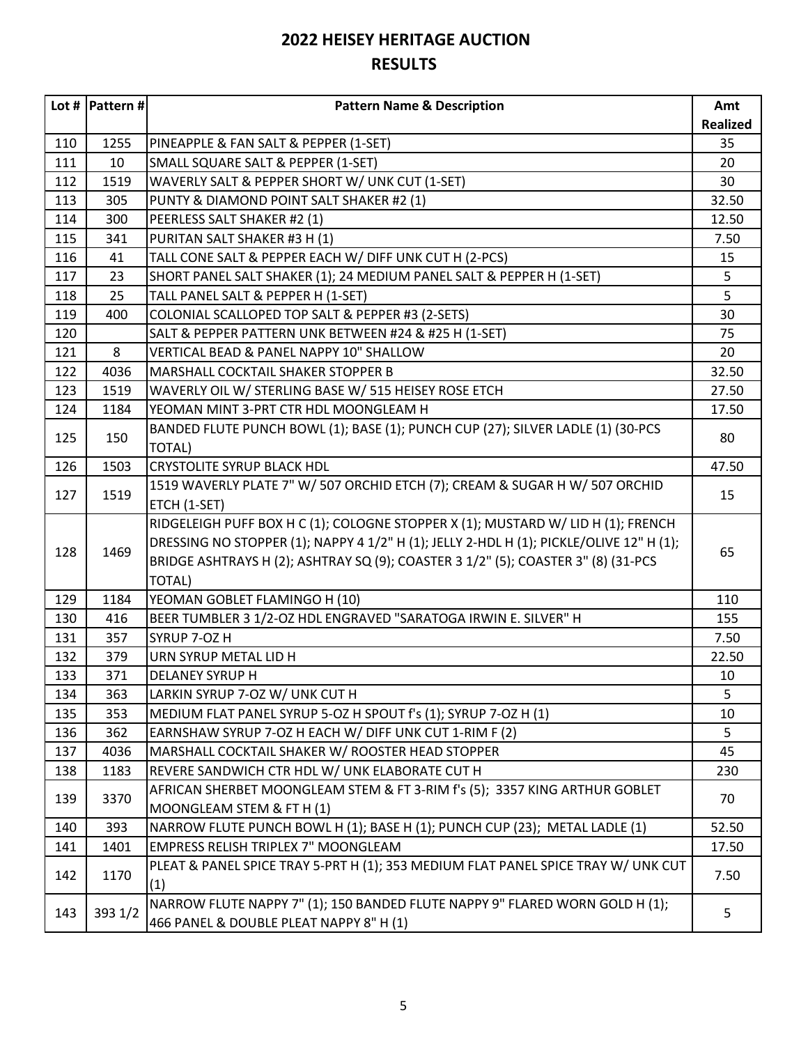# 2022 HEISEY HERITAGE AUCTION
## RESULTS

| Lot # | Pattern # | Pattern Name & Description | Amt Realized |
|---|---|---|---|
| 110 | 1255 | PINEAPPLE & FAN SALT & PEPPER (1-SET) | 35 |
| 111 | 10 | SMALL SQUARE SALT & PEPPER (1-SET) | 20 |
| 112 | 1519 | WAVERLY SALT & PEPPER SHORT W/ UNK CUT (1-SET) | 30 |
| 113 | 305 | PUNTY & DIAMOND POINT SALT SHAKER #2 (1) | 32.50 |
| 114 | 300 | PEERLESS SALT SHAKER #2 (1) | 12.50 |
| 115 | 341 | PURITAN SALT SHAKER #3 H (1) | 7.50 |
| 116 | 41 | TALL CONE SALT & PEPPER EACH W/ DIFF UNK CUT H (2-PCS) | 15 |
| 117 | 23 | SHORT PANEL SALT SHAKER (1); 24 MEDIUM PANEL SALT & PEPPER H (1-SET) | 5 |
| 118 | 25 | TALL PANEL SALT & PEPPER H (1-SET) | 5 |
| 119 | 400 | COLONIAL SCALLOPED TOP SALT & PEPPER #3 (2-SETS) | 30 |
| 120 | | SALT & PEPPER PATTERN UNK BETWEEN #24 & #25 H (1-SET) | 75 |
| 121 | 8 | VERTICAL BEAD & PANEL NAPPY 10" SHALLOW | 20 |
| 122 | 4036 | MARSHALL COCKTAIL SHAKER STOPPER B | 32.50 |
| 123 | 1519 | WAVERLY OIL W/ STERLING BASE W/ 515 HEISEY ROSE ETCH | 27.50 |
| 124 | 1184 | YEOMAN MINT 3-PRT CTR HDL MOONGLEAM H | 17.50 |
| 125 | 150 | BANDED FLUTE PUNCH BOWL (1); BASE (1); PUNCH CUP (27); SILVER LADLE (1) (30-PCS TOTAL) | 80 |
| 126 | 1503 | CRYSTOLITE SYRUP BLACK HDL | 47.50 |
| 127 | 1519 | 1519 WAVERLY PLATE 7" W/ 507 ORCHID ETCH (7); CREAM & SUGAR H W/ 507 ORCHID ETCH (1-SET) | 15 |
| 128 | 1469 | RIDGELEIGH PUFF BOX H C (1); COLOGNE STOPPER X (1); MUSTARD W/ LID H (1); FRENCH DRESSING NO STOPPER (1); NAPPY 4 1/2" H (1); JELLY 2-HDL H (1); PICKLE/OLIVE 12" H (1); BRIDGE ASHTRAYS H (2); ASHTRAY SQ (9); COASTER 3 1/2" (5); COASTER 3" (8) (31-PCS TOTAL) | 65 |
| 129 | 1184 | YEOMAN GOBLET FLAMINGO H (10) | 110 |
| 130 | 416 | BEER TUMBLER 3 1/2-OZ HDL ENGRAVED "SARATOGA IRWIN E. SILVER" H | 155 |
| 131 | 357 | SYRUP 7-OZ H | 7.50 |
| 132 | 379 | URN SYRUP METAL LID H | 22.50 |
| 133 | 371 | DELANEY SYRUP H | 10 |
| 134 | 363 | LARKIN SYRUP 7-OZ W/ UNK CUT H | 5 |
| 135 | 353 | MEDIUM FLAT PANEL SYRUP 5-OZ H SPOUT f's (1); SYRUP 7-OZ H (1) | 10 |
| 136 | 362 | EARNSHAW SYRUP 7-OZ H EACH W/ DIFF UNK CUT 1-RIM F (2) | 5 |
| 137 | 4036 | MARSHALL COCKTAIL SHAKER W/ ROOSTER HEAD STOPPER | 45 |
| 138 | 1183 | REVERE SANDWICH CTR HDL W/ UNK ELABORATE CUT H | 230 |
| 139 | 3370 | AFRICAN SHERBET MOONGLEAM STEM & FT 3-RIM f's (5); 3357 KING ARTHUR GOBLET MOONGLEAM STEM & FT H (1) | 70 |
| 140 | 393 | NARROW FLUTE PUNCH BOWL H (1); BASE H (1); PUNCH CUP (23); METAL LADLE (1) | 52.50 |
| 141 | 1401 | EMPRESS RELISH TRIPLEX 7" MOONGLEAM | 17.50 |
| 142 | 1170 | PLEAT & PANEL SPICE TRAY 5-PRT H (1); 353 MEDIUM FLAT PANEL SPICE TRAY W/ UNK CUT (1) | 7.50 |
| 143 | 393 1/2 | NARROW FLUTE NAPPY 7" (1); 150 BANDED FLUTE NAPPY 9" FLARED WORN GOLD H (1); 466 PANEL & DOUBLE PLEAT NAPPY 8" H (1) | 5 |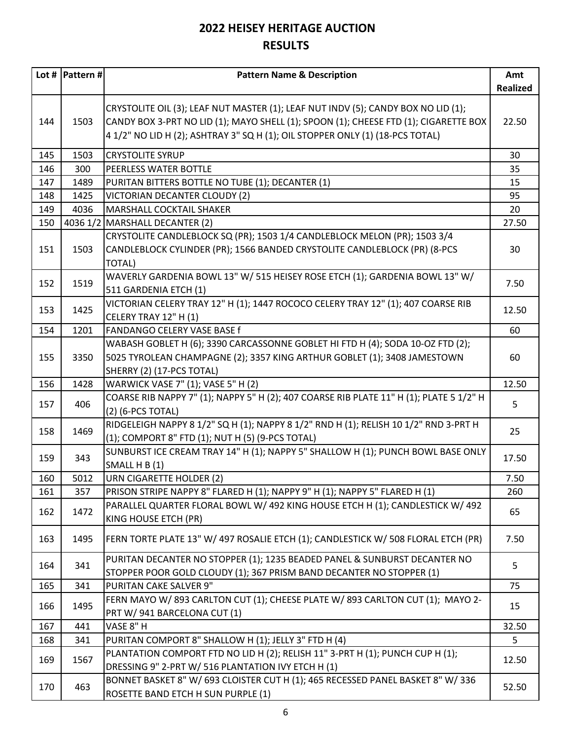# 2022 HEISEY HERITAGE AUCTION
## RESULTS

| Lot # | Pattern # | Pattern Name & Description | Amt Realized |
|---|---|---|---|
| 144 | 1503 | CRYSTOLITE OIL (3); LEAF NUT MASTER (1); LEAF NUT INDV (5); CANDY BOX NO LID (1); CANDY BOX 3-PRT NO LID (1); MAYO SHELL (1); SPOON (1); CHEESE FTD (1); CIGARETTE BOX 4 1/2" NO LID H (2); ASHTRAY 3" SQ H (1); OIL STOPPER ONLY (1) (18-PCS TOTAL) | 22.50 |
| 145 | 1503 | CRYSTOLITE SYRUP | 30 |
| 146 | 300 | PEERLESS WATER BOTTLE | 35 |
| 147 | 1489 | PURITAN BITTERS BOTTLE NO TUBE (1); DECANTER (1) | 15 |
| 148 | 1425 | VICTORIAN DECANTER CLOUDY (2) | 95 |
| 149 | 4036 | MARSHALL COCKTAIL SHAKER | 20 |
| 150 | 4036 1/2 | MARSHALL DECANTER (2) | 27.50 |
| 151 | 1503 | CRYSTOLITE CANDLEBLOCK SQ (PR); 1503 1/4 CANDLEBLOCK MELON (PR); 1503 3/4 CANDLEBLOCK CYLINDER (PR); 1566 BANDED CRYSTOLITE CANDLEBLOCK (PR) (8-PCS TOTAL) | 30 |
| 152 | 1519 | WAVERLY GARDENIA BOWL 13" W/ 515 HEISEY ROSE ETCH (1); GARDENIA BOWL 13" W/ 511 GARDENIA ETCH (1) | 7.50 |
| 153 | 1425 | VICTORIAN CELERY TRAY 12" H (1); 1447 ROCOCO CELERY TRAY 12" (1); 407 COARSE RIB CELERY TRAY 12" H (1) | 12.50 |
| 154 | 1201 | FANDANGO CELERY VASE BASE f | 60 |
| 155 | 3350 | WABASH GOBLET H (6); 3390 CARCASSONNE GOBLET HI FTD H (4); SODA 10-OZ FTD (2); 5025 TYROLEAN CHAMPAGNE (2); 3357 KING ARTHUR GOBLET (1); 3408 JAMESTOWN SHERRY (2) (17-PCS TOTAL) | 60 |
| 156 | 1428 | WARWICK VASE 7" (1); VASE 5" H (2) | 12.50 |
| 157 | 406 | COARSE RIB NAPPY 7" (1); NAPPY 5" H (2); 407 COARSE RIB PLATE 11" H (1); PLATE 5 1/2" H (2) (6-PCS TOTAL) | 5 |
| 158 | 1469 | RIDGELEIGH NAPPY 8 1/2" SQ H (1); NAPPY 8 1/2" RND H (1); RELISH 10 1/2" RND 3-PRT H (1); COMPORT 8" FTD (1); NUT H (5) (9-PCS TOTAL) | 25 |
| 159 | 343 | SUNBURST ICE CREAM TRAY 14" H (1); NAPPY 5" SHALLOW H (1); PUNCH BOWL BASE ONLY SMALL H B (1) | 17.50 |
| 160 | 5012 | URN CIGARETTE HOLDER (2) | 7.50 |
| 161 | 357 | PRISON STRIPE NAPPY 8" FLARED H (1); NAPPY 9" H (1); NAPPY 5" FLARED H (1) | 260 |
| 162 | 1472 | PARALLEL QUARTER FLORAL BOWL W/ 492 KING HOUSE ETCH H (1); CANDLESTICK W/ 492 KING HOUSE ETCH (PR) | 65 |
| 163 | 1495 | FERN TORTE PLATE 13" W/ 497 ROSALIE ETCH (1); CANDLESTICK W/ 508 FLORAL ETCH (PR) | 7.50 |
| 164 | 341 | PURITAN DECANTER NO STOPPER (1); 1235 BEADED PANEL & SUNBURST DECANTER NO STOPPER POOR GOLD CLOUDY (1); 367 PRISM BAND DECANTER NO STOPPER (1) | 5 |
| 165 | 341 | PURITAN CAKE SALVER 9" | 75 |
| 166 | 1495 | FERN MAYO W/ 893 CARLTON CUT (1); CHEESE PLATE W/ 893 CARLTON CUT (1); MAYO 2-PRT W/ 941 BARCELONA CUT (1) | 15 |
| 167 | 441 | VASE 8" H | 32.50 |
| 168 | 341 | PURITAN COMPORT 8" SHALLOW H (1); JELLY 3" FTD H (4) | 5 |
| 169 | 1567 | PLANTATION COMPORT FTD NO LID H (2); RELISH 11" 3-PRT H (1); PUNCH CUP H (1); DRESSING 9" 2-PRT W/ 516 PLANTATION IVY ETCH H (1) | 12.50 |
| 170 | 463 | BONNET BASKET 8" W/ 693 CLOISTER CUT H (1); 465 RECESSED PANEL BASKET 8" W/ 336 ROSETTE BAND ETCH H SUN PURPLE (1) | 52.50 |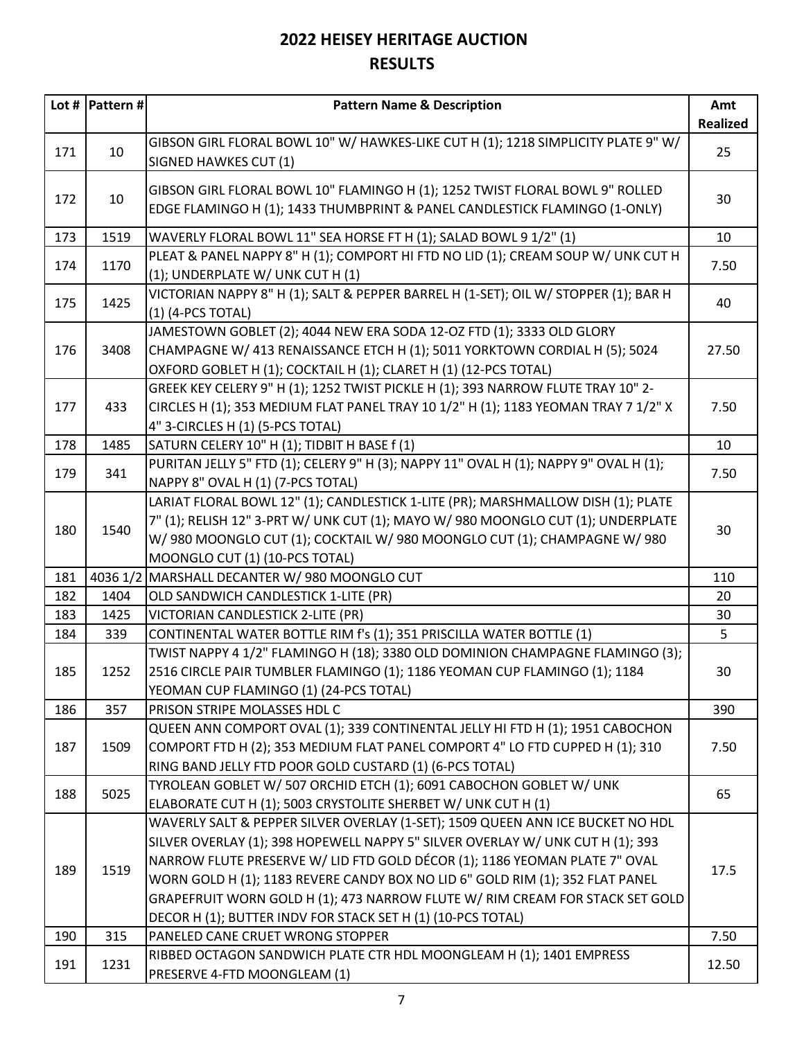## 2022 HEISEY HERITAGE AUCTION

## RESULTS

| Lot # | Pattern # | Pattern Name & Description | Amt Realized |
|---|---|---|---|
| 171 | 10 | GIBSON GIRL FLORAL BOWL 10" W/ HAWKES-LIKE CUT H (1); 1218 SIMPLICITY PLATE 9" W/ SIGNED HAWKES CUT (1) | 25 |
| 172 | 10 | GIBSON GIRL FLORAL BOWL 10" FLAMINGO H (1); 1252 TWIST FLORAL BOWL 9" ROLLED EDGE FLAMINGO H (1); 1433 THUMBPRINT & PANEL CANDLESTICK FLAMINGO (1-ONLY) | 30 |
| 173 | 1519 | WAVERLY FLORAL BOWL 11" SEA HORSE FT H (1); SALAD BOWL 9 1/2" (1) | 10 |
| 174 | 1170 | PLEAT & PANEL NAPPY 8" H (1); COMPORT HI FTD NO LID (1); CREAM SOUP W/ UNK CUT H (1); UNDERPLATE W/ UNK CUT H (1) | 7.50 |
| 175 | 1425 | VICTORIAN NAPPY 8" H (1); SALT & PEPPER BARREL H (1-SET); OIL W/ STOPPER (1); BAR H (1) (4-PCS TOTAL) | 40 |
| 176 | 3408 | JAMESTOWN GOBLET (2); 4044 NEW ERA SODA 12-OZ FTD (1); 3333 OLD GLORY CHAMPAGNE W/ 413 RENAISSANCE ETCH H (1); 5011 YORKTOWN CORDIAL H (5); 5024 OXFORD GOBLET H (1); COCKTAIL H (1); CLARET H (1) (12-PCS TOTAL) | 27.50 |
| 177 | 433 | GREEK KEY CELERY 9" H (1); 1252 TWIST PICKLE H (1); 393 NARROW FLUTE TRAY 10" 2-CIRCLES H (1); 353 MEDIUM FLAT PANEL TRAY 10 1/2" H (1); 1183 YEOMAN TRAY 7 1/2" X 4" 3-CIRCLES H (1) (5-PCS TOTAL) | 7.50 |
| 178 | 1485 | SATURN CELERY 10" H (1); TIDBIT H BASE f (1) | 10 |
| 179 | 341 | PURITAN JELLY 5" FTD (1); CELERY 9" H (3); NAPPY 11" OVAL H (1); NAPPY 9" OVAL H (1); NAPPY 8" OVAL H (1) (7-PCS TOTAL) | 7.50 |
| 180 | 1540 | LARIAT FLORAL BOWL 12" (1); CANDLESTICK 1-LITE (PR); MARSHMALLOW DISH (1); PLATE 7" (1); RELISH 12" 3-PRT W/ UNK CUT (1); MAYO W/ 980 MOONGLO CUT (1); UNDERPLATE W/ 980 MOONGLO CUT (1); COCKTAIL W/ 980 MOONGLO CUT (1); CHAMPAGNE W/ 980 MOONGLO CUT (1) (10-PCS TOTAL) | 30 |
| 181 | 4036 1/2 | MARSHALL DECANTER W/ 980 MOONGLO CUT | 110 |
| 182 | 1404 | OLD SANDWICH CANDLESTICK 1-LITE (PR) | 20 |
| 183 | 1425 | VICTORIAN CANDLESTICK 2-LITE (PR) | 30 |
| 184 | 339 | CONTINENTAL WATER BOTTLE RIM f's (1); 351 PRISCILLA WATER BOTTLE (1) | 5 |
| 185 | 1252 | TWIST NAPPY 4 1/2" FLAMINGO H (18); 3380 OLD DOMINION CHAMPAGNE FLAMINGO (3); 2516 CIRCLE PAIR TUMBLER FLAMINGO (1); 1186 YEOMAN CUP FLAMINGO (1); 1184 YEOMAN CUP FLAMINGO (1) (24-PCS TOTAL) | 30 |
| 186 | 357 | PRISON STRIPE MOLASSES HDL C | 390 |
| 187 | 1509 | QUEEN ANN COMPORT OVAL (1); 339 CONTINENTAL JELLY HI FTD H (1); 1951 CABOCHON COMPORT FTD H (2); 353 MEDIUM FLAT PANEL COMPORT 4" LO FTD CUPPED H (1); 310 RING BAND JELLY FTD POOR GOLD CUSTARD (1) (6-PCS TOTAL) | 7.50 |
| 188 | 5025 | TYROLEAN GOBLET W/ 507 ORCHID ETCH (1); 6091 CABOCHON GOBLET W/ UNK ELABORATE CUT H (1); 5003 CRYSTOLITE SHERBET W/ UNK CUT H (1) | 65 |
| 189 | 1519 | WAVERLY SALT & PEPPER SILVER OVERLAY (1-SET); 1509 QUEEN ANN ICE BUCKET NO HDL SILVER OVERLAY (1); 398 HOPEWELL NAPPY 5" SILVER OVERLAY W/ UNK CUT H (1); 393 NARROW FLUTE PRESERVE W/ LID FTD GOLD DÉCOR (1); 1186 YEOMAN PLATE 7" OVAL WORN GOLD H (1); 1183 REVERE CANDY BOX NO LID 6" GOLD RIM (1); 352 FLAT PANEL GRAPEFRUIT WORN GOLD H (1); 473 NARROW FLUTE W/ RIM CREAM FOR STACK SET GOLD DECOR H (1); BUTTER INDV FOR STACK SET H (1) (10-PCS TOTAL) | 17.5 |
| 190 | 315 | PANELED CANE CRUET WRONG STOPPER | 7.50 |
| 191 | 1231 | RIBBED OCTAGON SANDWICH PLATE CTR HDL MOONGLEAM H (1); 1401 EMPRESS PRESERVE 4-FTD MOONGLEAM (1) | 12.50 |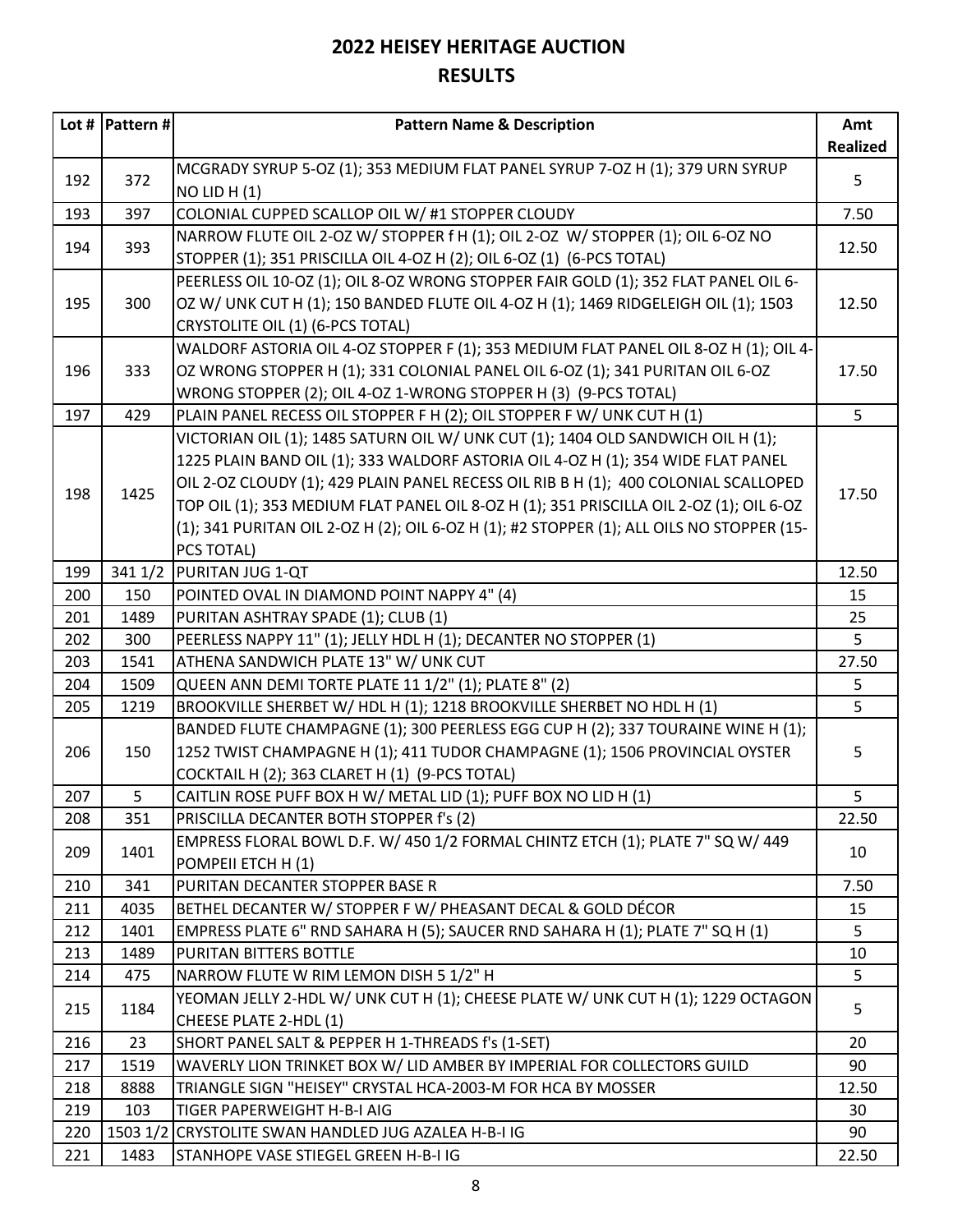# 2022 HEISEY HERITAGE AUCTION

## RESULTS

| Lot # | Pattern # | Pattern Name & Description | Amt Realized |
|---|---|---|---|
| 192 | 372 | MCGRADY SYRUP 5-OZ (1); 353 MEDIUM FLAT PANEL SYRUP 7-OZ H (1); 379 URN SYRUP NO LID H (1) | 5 |
| 193 | 397 | COLONIAL CUPPED SCALLOP OIL W/ #1 STOPPER CLOUDY | 7.50 |
| 194 | 393 | NARROW FLUTE OIL 2-OZ W/ STOPPER f H (1); OIL 2-OZ W/ STOPPER (1); OIL 6-OZ NO STOPPER (1); 351 PRISCILLA OIL 4-OZ H (2); OIL 6-OZ (1) (6-PCS TOTAL) | 12.50 |
| 195 | 300 | PEERLESS OIL 10-OZ (1); OIL 8-OZ WRONG STOPPER FAIR GOLD (1); 352 FLAT PANEL OIL 6-OZ W/ UNK CUT H (1); 150 BANDED FLUTE OIL 4-OZ H (1); 1469 RIDGELEIGH OIL (1); 1503 CRYSTOLITE OIL (1) (6-PCS TOTAL) | 12.50 |
| 196 | 333 | WALDORF ASTORIA OIL 4-OZ STOPPER F (1); 353 MEDIUM FLAT PANEL OIL 8-OZ H (1); OIL 4-OZ WRONG STOPPER H (1); 331 COLONIAL PANEL OIL 6-OZ (1); 341 PURITAN OIL 6-OZ WRONG STOPPER (2); OIL 4-OZ 1-WRONG STOPPER H (3) (9-PCS TOTAL) | 17.50 |
| 197 | 429 | PLAIN PANEL RECESS OIL STOPPER F H (2); OIL STOPPER F W/ UNK CUT H (1) | 5 |
| 198 | 1425 | VICTORIAN OIL (1); 1485 SATURN OIL W/ UNK CUT (1); 1404 OLD SANDWICH OIL H (1); 1225 PLAIN BAND OIL (1); 333 WALDORF ASTORIA OIL 4-OZ H (1); 354 WIDE FLAT PANEL OIL 2-OZ CLOUDY (1); 429 PLAIN PANEL RECESS OIL RIB B H (1); 400 COLONIAL SCALLOPED TOP OIL (1); 353 MEDIUM FLAT PANEL OIL 8-OZ H (1); 351 PRISCILLA OIL 2-OZ (1); OIL 6-OZ (1); 341 PURITAN OIL 2-OZ H (2); OIL 6-OZ H (1); #2 STOPPER (1); ALL OILS NO STOPPER (15-PCS TOTAL) | 17.50 |
| 199 | 341 1/2 | PURITAN JUG 1-QT | 12.50 |
| 200 | 150 | POINTED OVAL IN DIAMOND POINT NAPPY 4" (4) | 15 |
| 201 | 1489 | PURITAN ASHTRAY SPADE (1); CLUB (1) | 25 |
| 202 | 300 | PEERLESS NAPPY 11" (1); JELLY HDL H (1); DECANTER NO STOPPER (1) | 5 |
| 203 | 1541 | ATHENA SANDWICH PLATE 13" W/ UNK CUT | 27.50 |
| 204 | 1509 | QUEEN ANN DEMI TORTE PLATE 11 1/2" (1); PLATE 8" (2) | 5 |
| 205 | 1219 | BROOKVILLE SHERBET W/ HDL H (1); 1218 BROOKVILLE SHERBET NO HDL H (1) | 5 |
| 206 | 150 | BANDED FLUTE CHAMPAGNE (1); 300 PEERLESS EGG CUP H (2); 337 TOURAINE WINE H (1); 1252 TWIST CHAMPAGNE H (1); 411 TUDOR CHAMPAGNE (1); 1506 PROVINCIAL OYSTER COCKTAIL H (2); 363 CLARET H (1) (9-PCS TOTAL) | 5 |
| 207 | 5 | CAITLIN ROSE PUFF BOX H W/ METAL LID (1); PUFF BOX NO LID H (1) | 5 |
| 208 | 351 | PRISCILLA DECANTER BOTH STOPPER f's (2) | 22.50 |
| 209 | 1401 | EMPRESS FLORAL BOWL D.F. W/ 450 1/2 FORMAL CHINTZ ETCH (1); PLATE 7" SQ W/ 449 POMPEII ETCH H (1) | 10 |
| 210 | 341 | PURITAN DECANTER STOPPER BASE R | 7.50 |
| 211 | 4035 | BETHEL DECANTER W/ STOPPER F W/ PHEASANT DECAL & GOLD DÉCOR | 15 |
| 212 | 1401 | EMPRESS PLATE 6" RND SAHARA H (5); SAUCER RND SAHARA H (1); PLATE 7" SQ H (1) | 5 |
| 213 | 1489 | PURITAN BITTERS BOTTLE | 10 |
| 214 | 475 | NARROW FLUTE W RIM LEMON DISH 5 1/2" H | 5 |
| 215 | 1184 | YEOMAN JELLY 2-HDL W/ UNK CUT H (1); CHEESE PLATE W/ UNK CUT H (1); 1229 OCTAGON CHEESE PLATE 2-HDL (1) | 5 |
| 216 | 23 | SHORT PANEL SALT & PEPPER H 1-THREADS f's (1-SET) | 20 |
| 217 | 1519 | WAVERLY LION TRINKET BOX W/ LID AMBER BY IMPERIAL FOR COLLECTORS GUILD | 90 |
| 218 | 8888 | TRIANGLE SIGN "HEISEY" CRYSTAL HCA-2003-M FOR HCA BY MOSSER | 12.50 |
| 219 | 103 | TIGER PAPERWEIGHT H-B-I AIG | 30 |
| 220 | 1503 1/2 | CRYSTOLITE SWAN HANDLED JUG AZALEA H-B-I IG | 90 |
| 221 | 1483 | STANHOPE VASE STIEGEL GREEN H-B-I IG | 22.50 |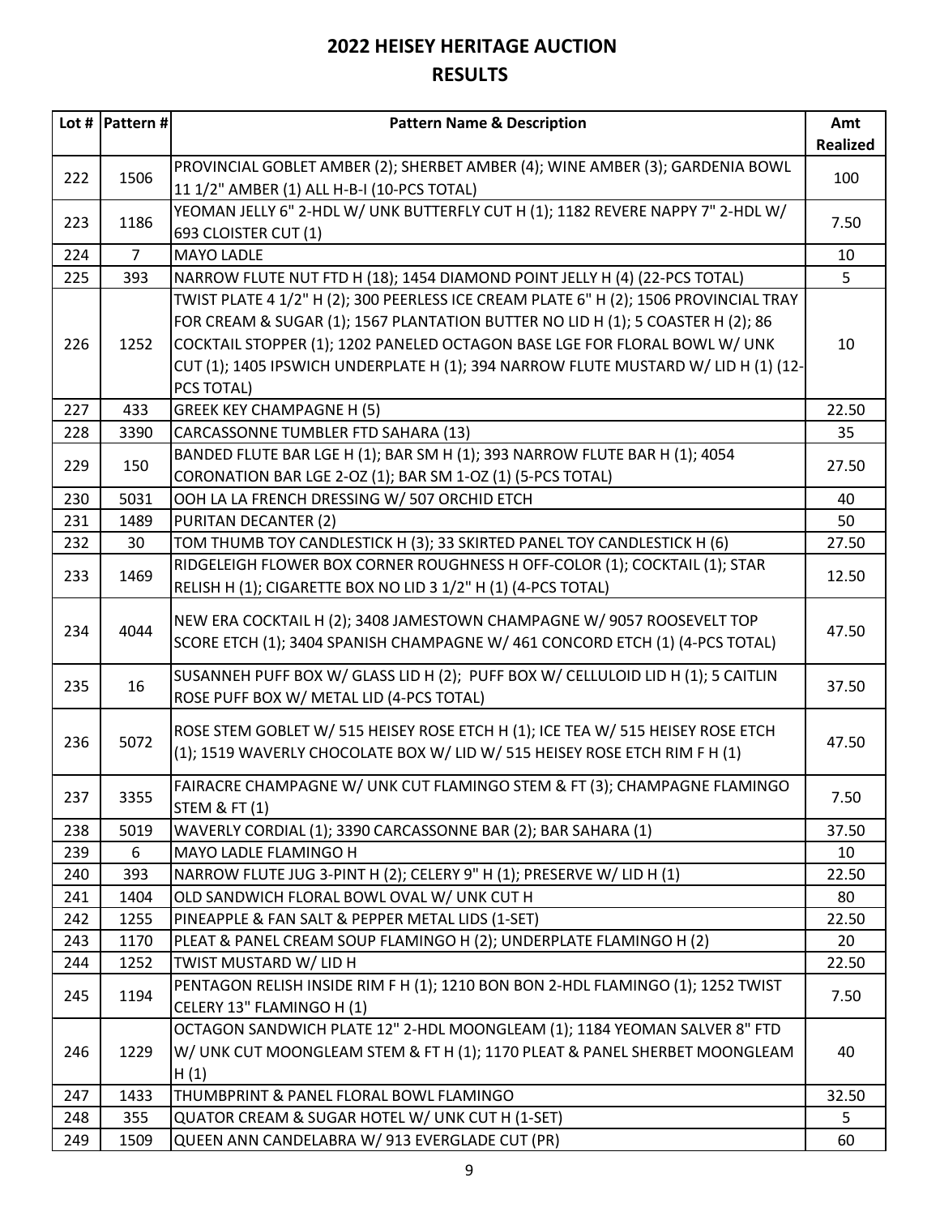# 2022 HEISEY HERITAGE AUCTION

# RESULTS

| Lot # | Pattern # | Pattern Name & Description | Amt Realized |
|---|---|---|---|
| 222 | 1506 | PROVINCIAL GOBLET AMBER (2); SHERBET AMBER (4); WINE AMBER (3); GARDENIA BOWL 11 1/2" AMBER (1) ALL H-B-I (10-PCS TOTAL) | 100 |
| 223 | 1186 | YEOMAN JELLY 6" 2-HDL W/ UNK BUTTERFLY CUT H (1); 1182 REVERE NAPPY 7" 2-HDL W/ 693 CLOISTER CUT (1) | 7.50 |
| 224 | 7 | MAYO LADLE | 10 |
| 225 | 393 | NARROW FLUTE NUT FTD H (18); 1454 DIAMOND POINT JELLY H (4) (22-PCS TOTAL) | 5 |
| 226 | 1252 | TWIST PLATE 4 1/2" H (2); 300 PEERLESS ICE CREAM PLATE 6" H (2); 1506 PROVINCIAL TRAY FOR CREAM & SUGAR (1); 1567 PLANTATION BUTTER NO LID H (1); 5 COASTER H (2); 86 COCKTAIL STOPPER (1); 1202 PANELED OCTAGON BASE LGE FOR FLORAL BOWL W/ UNK CUT (1); 1405 IPSWICH UNDERPLATE H (1); 394 NARROW FLUTE MUSTARD W/ LID H (1) (12-PCS TOTAL) | 10 |
| 227 | 433 | GREEK KEY CHAMPAGNE H (5) | 22.50 |
| 228 | 3390 | CARCASSONNE TUMBLER FTD SAHARA (13) | 35 |
| 229 | 150 | BANDED FLUTE BAR LGE H (1); BAR SM H (1); 393 NARROW FLUTE BAR H (1); 4054 CORONATION BAR LGE 2-OZ (1); BAR SM 1-OZ (1) (5-PCS TOTAL) | 27.50 |
| 230 | 5031 | OOH LA LA FRENCH DRESSING W/ 507 ORCHID ETCH | 40 |
| 231 | 1489 | PURITAN DECANTER (2) | 50 |
| 232 | 30 | TOM THUMB TOY CANDLESTICK H (3); 33 SKIRTED PANEL TOY CANDLESTICK H (6) | 27.50 |
| 233 | 1469 | RIDGELEIGH FLOWER BOX CORNER ROUGHNESS H OFF-COLOR (1); COCKTAIL (1); STAR RELISH H (1); CIGARETTE BOX NO LID 3 1/2" H (1) (4-PCS TOTAL) | 12.50 |
| 234 | 4044 | NEW ERA COCKTAIL H (2); 3408 JAMESTOWN CHAMPAGNE W/ 9057 ROOSEVELT TOP SCORE ETCH (1); 3404 SPANISH CHAMPAGNE W/ 461 CONCORD ETCH (1) (4-PCS TOTAL) | 47.50 |
| 235 | 16 | SUSANNEH PUFF BOX W/ GLASS LID H (2); PUFF BOX W/ CELLULOID LID H (1); 5 CAITLIN ROSE PUFF BOX W/ METAL LID (4-PCS TOTAL) | 37.50 |
| 236 | 5072 | ROSE STEM GOBLET W/ 515 HEISEY ROSE ETCH H (1); ICE TEA W/ 515 HEISEY ROSE ETCH (1); 1519 WAVERLY CHOCOLATE BOX W/ LID W/ 515 HEISEY ROSE ETCH RIM F H (1) | 47.50 |
| 237 | 3355 | FAIRACRE CHAMPAGNE W/ UNK CUT FLAMINGO STEM & FT (3); CHAMPAGNE FLAMINGO STEM & FT (1) | 7.50 |
| 238 | 5019 | WAVERLY CORDIAL (1); 3390 CARCASSONNE BAR (2); BAR SAHARA (1) | 37.50 |
| 239 | 6 | MAYO LADLE FLAMINGO H | 10 |
| 240 | 393 | NARROW FLUTE JUG 3-PINT H (2); CELERY 9" H (1); PRESERVE W/ LID H (1) | 22.50 |
| 241 | 1404 | OLD SANDWICH FLORAL BOWL OVAL W/ UNK CUT H | 80 |
| 242 | 1255 | PINEAPPLE & FAN SALT & PEPPER METAL LIDS (1-SET) | 22.50 |
| 243 | 1170 | PLEAT & PANEL CREAM SOUP FLAMINGO H (2); UNDERPLATE FLAMINGO H (2) | 20 |
| 244 | 1252 | TWIST MUSTARD W/ LID H | 22.50 |
| 245 | 1194 | PENTAGON RELISH INSIDE RIM F H (1); 1210 BON BON 2-HDL FLAMINGO (1); 1252 TWIST CELERY 13" FLAMINGO H (1) | 7.50 |
| 246 | 1229 | OCTAGON SANDWICH PLATE 12" 2-HDL MOONGLEAM (1); 1184 YEOMAN SALVER 8" FTD W/ UNK CUT MOONGLEAM STEM & FT H (1); 1170 PLEAT & PANEL SHERBET MOONGLEAM H (1) | 40 |
| 247 | 1433 | THUMBPRINT & PANEL FLORAL BOWL FLAMINGO | 32.50 |
| 248 | 355 | QUATOR CREAM & SUGAR HOTEL W/ UNK CUT H (1-SET) | 5 |
| 249 | 1509 | QUEEN ANN CANDELABRA W/ 913 EVERGLADE CUT (PR) | 60 |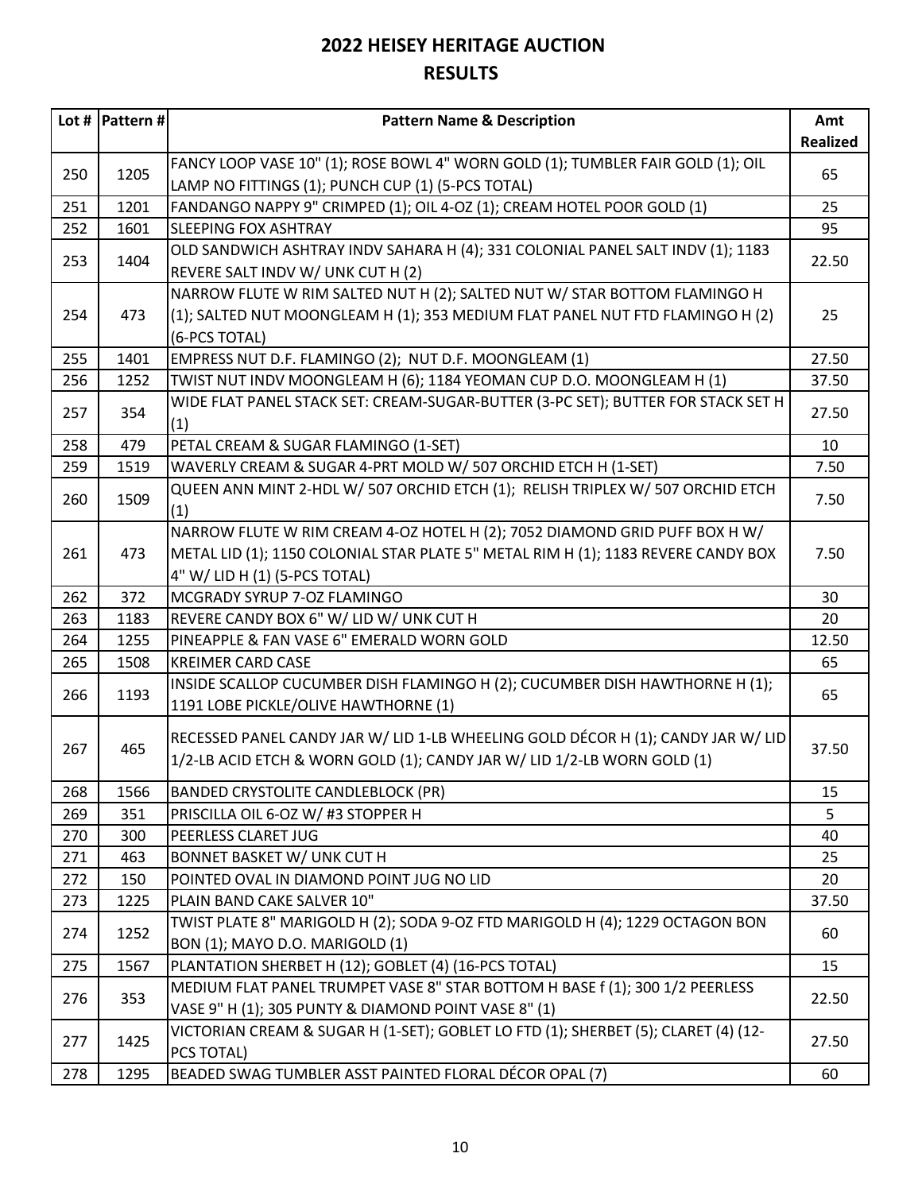# 2022 HEISEY HERITAGE AUCTION

## RESULTS

| Lot # | Pattern # | Pattern Name & Description | Amt Realized |
|---|---|---|---|
| 250 | 1205 | FANCY LOOP VASE 10" (1); ROSE BOWL 4" WORN GOLD (1); TUMBLER FAIR GOLD (1); OIL LAMP NO FITTINGS (1); PUNCH CUP (1) (5-PCS TOTAL) | 65 |
| 251 | 1201 | FANDANGO NAPPY 9" CRIMPED (1); OIL 4-OZ (1); CREAM HOTEL POOR GOLD (1) | 25 |
| 252 | 1601 | SLEEPING FOX ASHTRAY | 95 |
| 253 | 1404 | OLD SANDWICH ASHTRAY INDV SAHARA H (4); 331 COLONIAL PANEL SALT INDV (1); 1183 REVERE SALT INDV W/ UNK CUT H (2) | 22.50 |
| 254 | 473 | NARROW FLUTE W RIM SALTED NUT H (2); SALTED NUT W/ STAR BOTTOM FLAMINGO H (1); SALTED NUT MOONGLEAM H (1); 353 MEDIUM FLAT PANEL NUT FTD FLAMINGO H (2) (6-PCS TOTAL) | 25 |
| 255 | 1401 | EMPRESS NUT D.F. FLAMINGO (2); NUT D.F. MOONGLEAM (1) | 27.50 |
| 256 | 1252 | TWIST NUT INDV MOONGLEAM H (6); 1184 YEOMAN CUP D.O. MOONGLEAM H (1) | 37.50 |
| 257 | 354 | WIDE FLAT PANEL STACK SET: CREAM-SUGAR-BUTTER (3-PC SET); BUTTER FOR STACK SET H (1) | 27.50 |
| 258 | 479 | PETAL CREAM & SUGAR FLAMINGO (1-SET) | 10 |
| 259 | 1519 | WAVERLY CREAM & SUGAR 4-PRT MOLD W/ 507 ORCHID ETCH H (1-SET) | 7.50 |
| 260 | 1509 | QUEEN ANN MINT 2-HDL W/ 507 ORCHID ETCH (1); RELISH TRIPLEX W/ 507 ORCHID ETCH (1) | 7.50 |
| 261 | 473 | NARROW FLUTE W RIM CREAM 4-OZ HOTEL H (2); 7052 DIAMOND GRID PUFF BOX H W/ METAL LID (1); 1150 COLONIAL STAR PLATE 5" METAL RIM H (1); 1183 REVERE CANDY BOX 4" W/ LID H (1) (5-PCS TOTAL) | 7.50 |
| 262 | 372 | MCGRADY SYRUP 7-OZ FLAMINGO | 30 |
| 263 | 1183 | REVERE CANDY BOX 6" W/ LID W/ UNK CUT H | 20 |
| 264 | 1255 | PINEAPPLE & FAN VASE 6" EMERALD WORN GOLD | 12.50 |
| 265 | 1508 | KREIMER CARD CASE | 65 |
| 266 | 1193 | INSIDE SCALLOP CUCUMBER DISH FLAMINGO H (2); CUCUMBER DISH HAWTHORNE H (1); 1191 LOBE PICKLE/OLIVE HAWTHORNE (1) | 65 |
| 267 | 465 | RECESSED PANEL CANDY JAR W/ LID 1-LB WHEELING GOLD DÉCOR H (1); CANDY JAR W/ LID 1/2-LB ACID ETCH & WORN GOLD (1); CANDY JAR W/ LID 1/2-LB WORN GOLD (1) | 37.50 |
| 268 | 1566 | BANDED CRYSTOLITE CANDLEBLOCK (PR) | 15 |
| 269 | 351 | PRISCILLA OIL 6-OZ W/ #3 STOPPER H | 5 |
| 270 | 300 | PEERLESS CLARET JUG | 40 |
| 271 | 463 | BONNET BASKET W/ UNK CUT H | 25 |
| 272 | 150 | POINTED OVAL IN DIAMOND POINT JUG NO LID | 20 |
| 273 | 1225 | PLAIN BAND CAKE SALVER 10" | 37.50 |
| 274 | 1252 | TWIST PLATE 8" MARIGOLD H (2); SODA 9-OZ FTD MARIGOLD H (4); 1229 OCTAGON BON BON (1); MAYO D.O. MARIGOLD (1) | 60 |
| 275 | 1567 | PLANTATION SHERBET H (12); GOBLET (4) (16-PCS TOTAL) | 15 |
| 276 | 353 | MEDIUM FLAT PANEL TRUMPET VASE 8" STAR BOTTOM H BASE f (1); 300 1/2 PEERLESS VASE 9" H (1); 305 PUNTY & DIAMOND POINT VASE 8" (1) | 22.50 |
| 277 | 1425 | VICTORIAN CREAM & SUGAR H (1-SET); GOBLET LO FTD (1); SHERBET (5); CLARET (4) (12-PCS TOTAL) | 27.50 |
| 278 | 1295 | BEADED SWAG TUMBLER ASST PAINTED FLORAL DÉCOR OPAL (7) | 60 |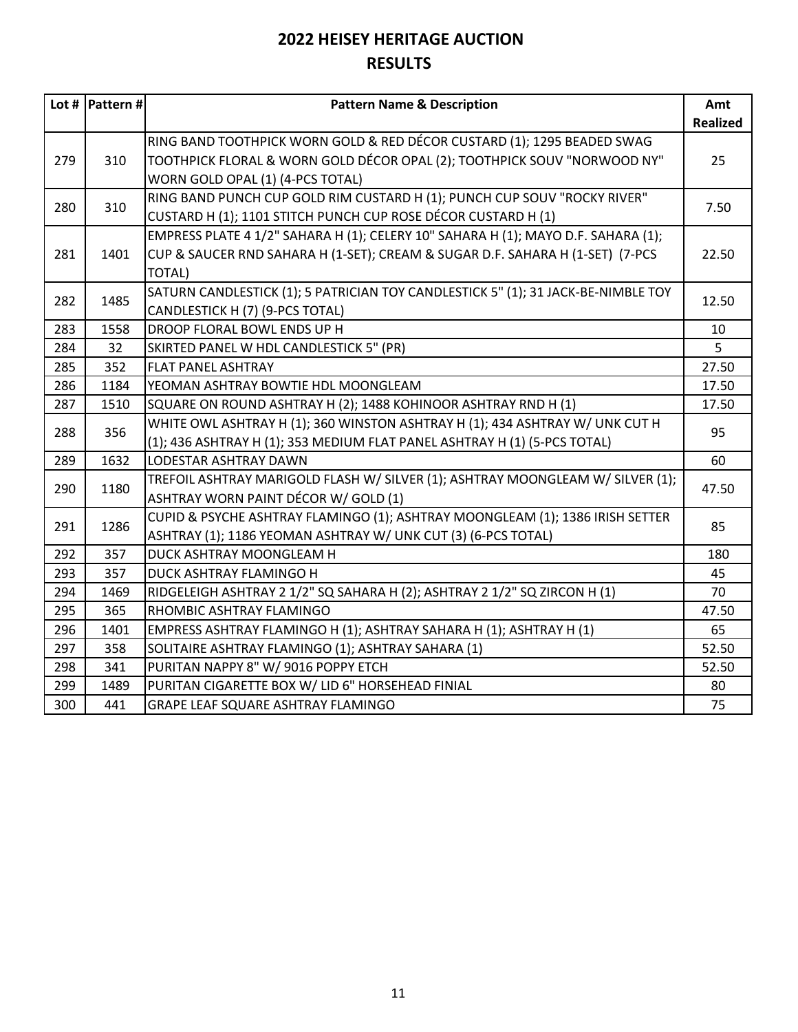# 2022 HEISEY HERITAGE AUCTION

## RESULTS

| Lot # | Pattern # | Pattern Name & Description | Amt Realized |
|---|---|---|---|
| 279 | 310 | RING BAND TOOTHPICK WORN GOLD & RED DÉCOR CUSTARD (1); 1295 BEADED SWAG TOOTHPICK FLORAL & WORN GOLD DÉCOR OPAL (2); TOOTHPICK SOUV "NORWOOD NY" WORN GOLD OPAL (1) (4-PCS TOTAL) | 25 |
| 280 | 310 | RING BAND PUNCH CUP GOLD RIM CUSTARD H (1); PUNCH CUP SOUV "ROCKY RIVER" CUSTARD H (1); 1101 STITCH PUNCH CUP ROSE DÉCOR CUSTARD H (1) | 7.50 |
| 281 | 1401 | EMPRESS PLATE 4 1/2" SAHARA H (1); CELERY 10" SAHARA H (1); MAYO D.F. SAHARA (1); CUP & SAUCER RND SAHARA H (1-SET); CREAM & SUGAR D.F. SAHARA H (1-SET) (7-PCS TOTAL) | 22.50 |
| 282 | 1485 | SATURN CANDLESTICK (1); 5 PATRICIAN TOY CANDLESTICK 5" (1); 31 JACK-BE-NIMBLE TOY CANDLESTICK H (7) (9-PCS TOTAL) | 12.50 |
| 283 | 1558 | DROOP FLORAL BOWL ENDS UP H | 10 |
| 284 | 32 | SKIRTED PANEL W HDL CANDLESTICK 5" (PR) | 5 |
| 285 | 352 | FLAT PANEL ASHTRAY | 27.50 |
| 286 | 1184 | YEOMAN ASHTRAY BOWTIE HDL MOONGLEAM | 17.50 |
| 287 | 1510 | SQUARE ON ROUND ASHTRAY H (2); 1488 KOHINOOR ASHTRAY RND H (1) | 17.50 |
| 288 | 356 | WHITE OWL ASHTRAY H (1); 360 WINSTON ASHTRAY H (1); 434 ASHTRAY W/ UNK CUT H (1); 436 ASHTRAY H (1); 353 MEDIUM FLAT PANEL ASHTRAY H (1) (5-PCS TOTAL) | 95 |
| 289 | 1632 | LODESTAR ASHTRAY DAWN | 60 |
| 290 | 1180 | TREFOIL ASHTRAY MARIGOLD FLASH W/ SILVER (1); ASHTRAY MOONGLEAM W/ SILVER (1); ASHTRAY WORN PAINT DÉCOR W/ GOLD (1) | 47.50 |
| 291 | 1286 | CUPID & PSYCHE ASHTRAY FLAMINGO (1); ASHTRAY MOONGLEAM (1); 1386 IRISH SETTER ASHTRAY (1); 1186 YEOMAN ASHTRAY W/ UNK CUT (3) (6-PCS TOTAL) | 85 |
| 292 | 357 | DUCK ASHTRAY MOONGLEAM H | 180 |
| 293 | 357 | DUCK ASHTRAY FLAMINGO H | 45 |
| 294 | 1469 | RIDGELEIGH ASHTRAY 2 1/2" SQ SAHARA H (2); ASHTRAY 2 1/2" SQ ZIRCON H (1) | 70 |
| 295 | 365 | RHOMBIC ASHTRAY FLAMINGO | 47.50 |
| 296 | 1401 | EMPRESS ASHTRAY FLAMINGO H (1); ASHTRAY SAHARA H (1); ASHTRAY H (1) | 65 |
| 297 | 358 | SOLITAIRE ASHTRAY FLAMINGO (1); ASHTRAY SAHARA (1) | 52.50 |
| 298 | 341 | PURITAN NAPPY 8" W/ 9016 POPPY ETCH | 52.50 |
| 299 | 1489 | PURITAN CIGARETTE BOX W/ LID 6" HORSEHEAD FINIAL | 80 |
| 300 | 441 | GRAPE LEAF SQUARE ASHTRAY FLAMINGO | 75 |